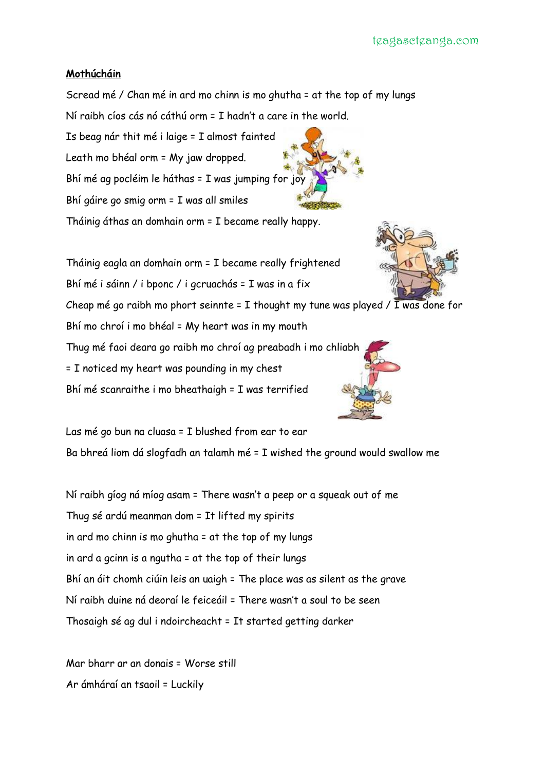**Mothúcháin**

Scread mé / Chan mé in ard mo chinn is mo ghutha = at the top of my lungs

Ní raibh cíos cás nó cáthú orm = I hadn't a care in the world.

Is beag nár thit mé i laige = I almost fainted

Leath mo bhéal orm = My jaw dropped.

Bhí mé ag pocléim le háthas = I was jumping for joy

Bhí gáire go smig orm = I was all smiles

Tháinig áthas an domhain orm = I became really happy.

Tháinig eagla an domhain orm = I became really frightened

Bhí mé i sáinn / i bponc / i gcruachás = I was in a fix

Cheap mé go raibh mo phort seinnte = I thought my tune was played / I was done for

Bhí mo chroí i mo bhéal = My heart was in my mouth

Thug mé faoi deara go raibh mo chroí ag preabadh i mo chliabh

= I noticed my heart was pounding in my chest

Bhí mé scanraithe i mo bheathaigh = I was terrified

Las mé go bun na cluasa = I blushed from ear to ear

Ba bhreá liom dá slogfadh an talamh mé = I wished the ground would swallow me

Ní raibh gíog ná míog asam = There wasn't a peep or a squeak out of me

Thug sé ardú meanman dom = It lifted my spirits

in ard mo chinn is mo ghutha = at the top of my lungs

in ard a gcinn is a ngutha = at the top of their lungs

Bhí an áit chomh ciúin leis an uaigh = The place was as silent as the grave

Ní raibh duine ná deoraí le feiceáil = There wasn't a soul to be seen

Thosaigh sé ag dul i ndoircheacht = It started getting darker

Mar bharr ar an donais = Worse still

Ar ámharaí an tsaoil = Luckily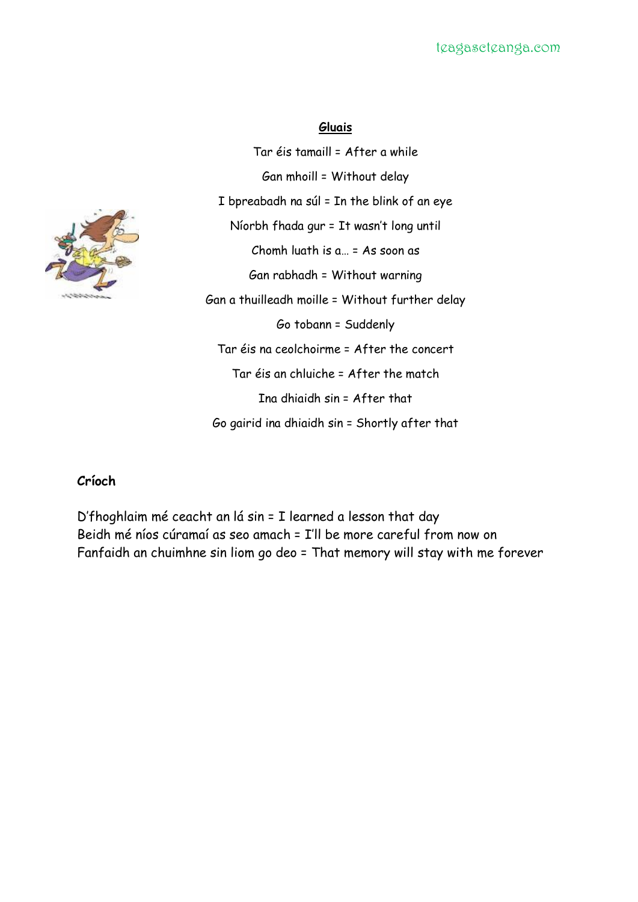## Gluais

Tar éis tamaill = After a while

Gan mhoill = Without delay

I bpreabadh na súl = In the blink of an eye

Níorbh fhada gur = It wasn't long until

Chomh luath is a… = As soon as

Gan rabhadh = Without warning

Gan a thuilleadh moille = Without further delay

Go tobann = Suddenly

Tar éis na ceolchoirme = After the concert

Tar éis an chluiche = After the match

Ina dhiaidh sin = After that

Go gairid ina dhiaidh sin = Shortly after that

**Críoch**

D'fhoghlaim mé ceacht an lá sin = I learned a lesson that day
Beidh mé níos cúramaí as seo amach = I'll be more careful from now on
Fanfaidh an chuimhne sin liom go deo = That memory will stay with me forever